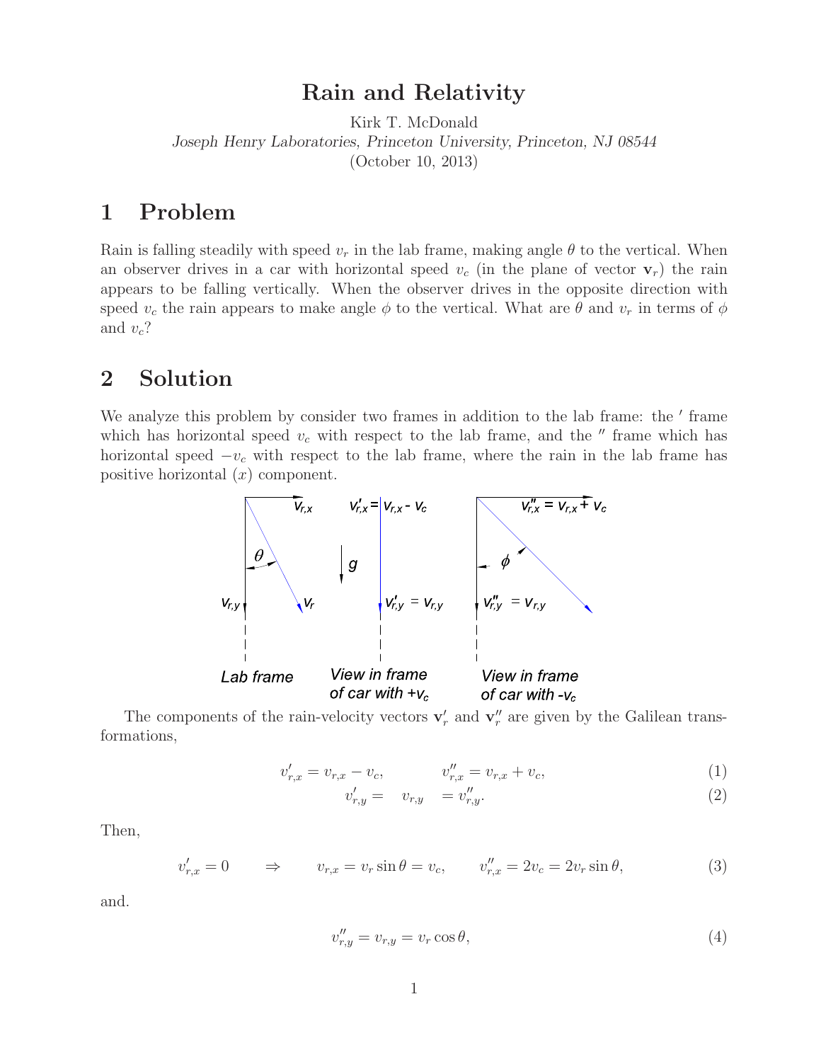# Rain and Relativity

Kirk T. McDonald
*Joseph Henry Laboratories, Princeton University, Princeton, NJ 08544*
(October 10, 2013)

## 1 Problem

Rain is falling steadily with speed $v_r$ in the lab frame, making angle $\theta$ to the vertical. When an observer drives in a car with horizontal speed $v_c$ (in the plane of vector $\mathbf{v}_r$) the rain appears to be falling vertically. When the observer drives in the opposite direction with speed $v_c$ the rain appears to make angle $\phi$ to the vertical. What are $\theta$ and $v_r$ in terms of $\phi$ and $v_c$?

## 2 Solution

We analyze this problem by consider two frames in addition to the lab frame: the $'$ frame which has horizontal speed $v_c$ with respect to the lab frame, and the $''$ frame which has horizontal speed $-v_c$ with respect to the lab frame, where the rain in the lab frame has positive horizontal ($x$) component.

The components of the rain-velocity vectors $\mathbf{v}'_r$ and $\mathbf{v}''_r$ are given by the Galilean transformations,

$$v'_{r,x} = v_{r,x} - v_c, \qquad v''_{r,x} = v_{r,x} + v_c, \tag{1}$$

$$v'_{r,y} = \quad v_{r,y} \quad = v''_{r,y}. \tag{2}$$

Then,

$$v'_{r,x} = 0 \qquad \Rightarrow \qquad v_{r,x} = v_r \sin\theta = v_c, \qquad v''_{r,x} = 2v_c = 2v_r \sin\theta, \tag{3}$$

and.

$$v''_{r,y} = v_{r,y} = v_r \cos\theta, \tag{4}$$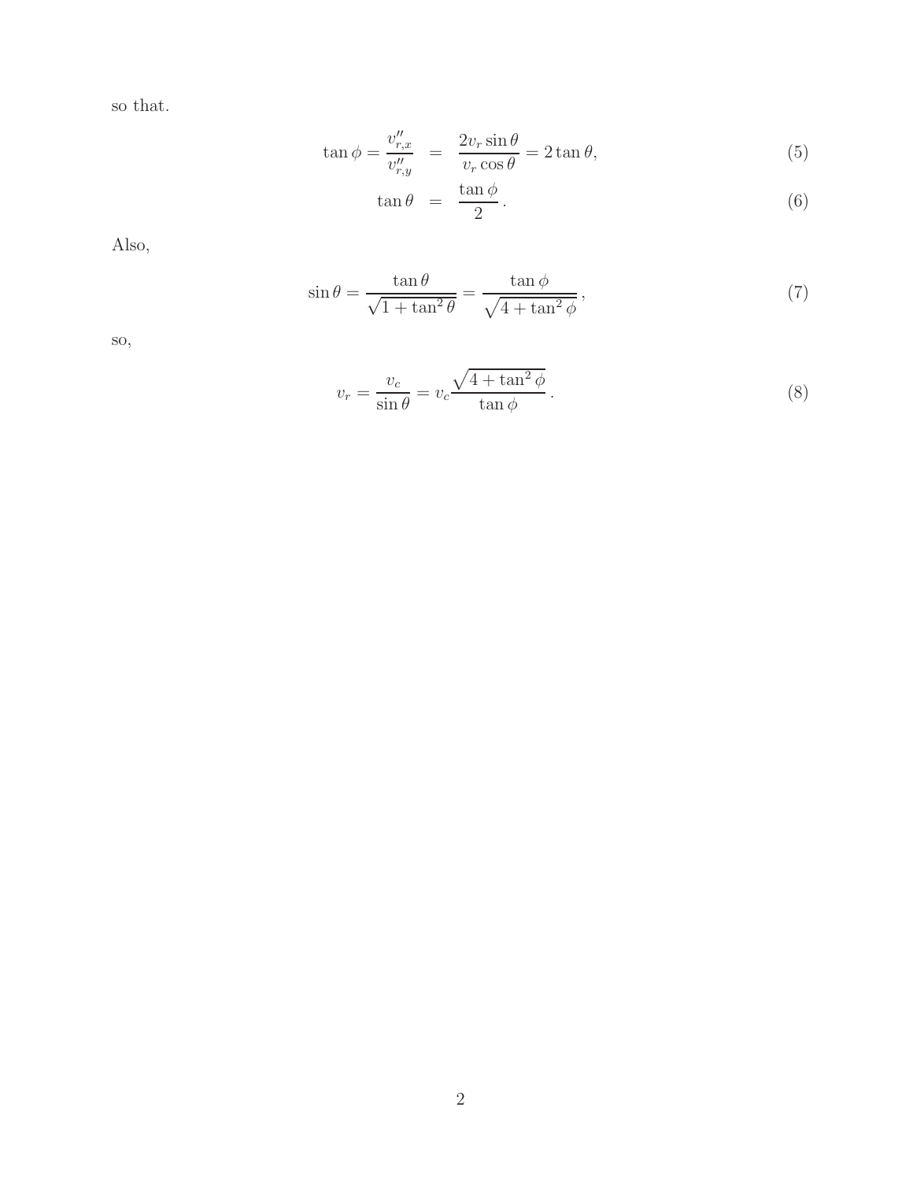so that.

$$\tan\phi = \frac{v''_{r,x}}{v''_{r,y}} = \frac{2v_r \sin\theta}{v_r \cos\theta} = 2\tan\theta, \tag{5}$$

$$\tan\theta = \frac{\tan\phi}{2}. \tag{6}$$

Also,

$$\sin\theta = \frac{\tan\theta}{\sqrt{1+\tan^2\theta}} = \frac{\tan\phi}{\sqrt{4+\tan^2\phi}}, \tag{7}$$

so,

$$v_r = \frac{v_c}{\sin\theta} = v_c \frac{\sqrt{4+\tan^2\phi}}{\tan\phi}. \tag{8}$$